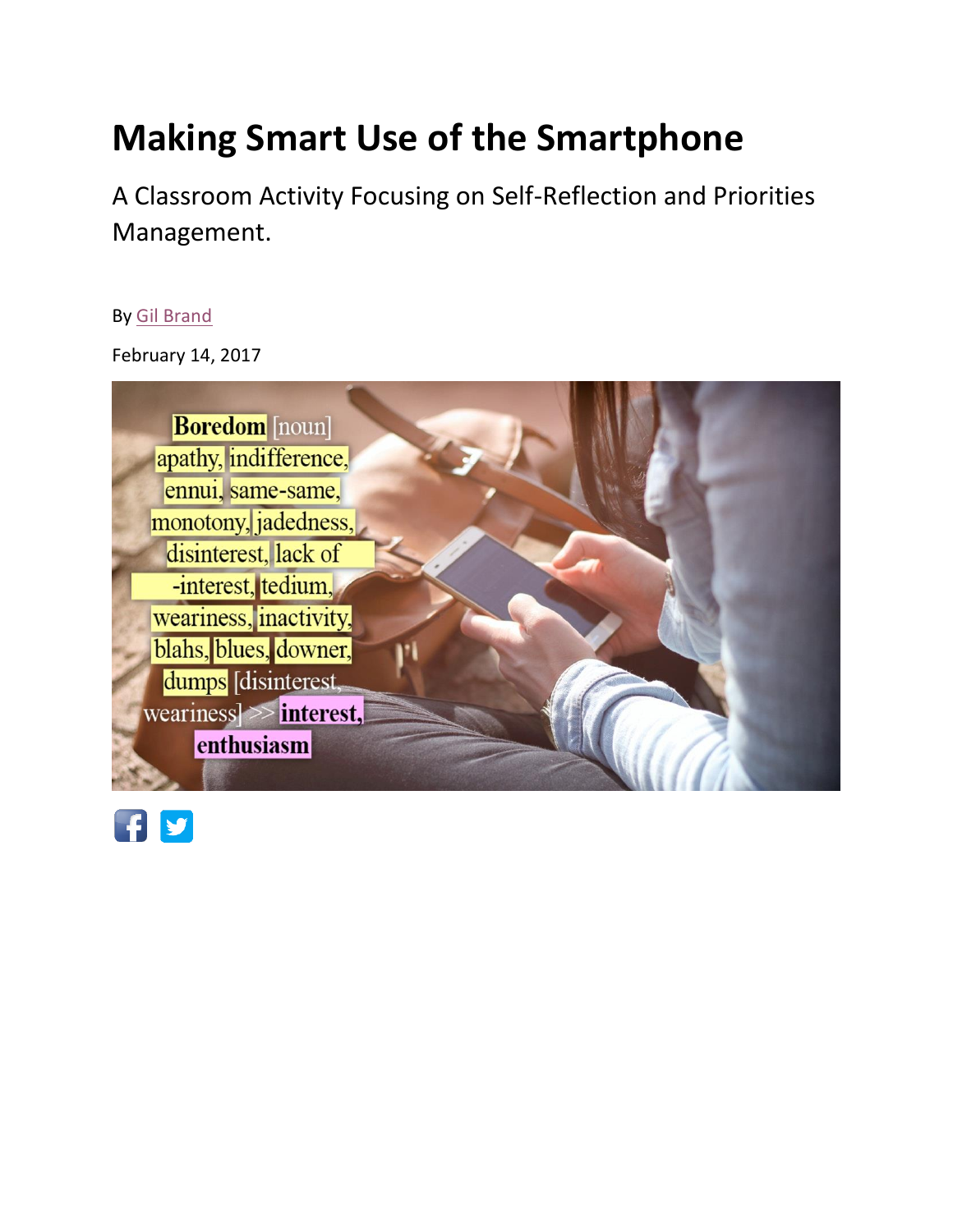# Making Smart Use of the Smartphone

A Classroom Activity Focusing on Self-Reflection and Priorities Management.

By Gil Brand

February 14, 2017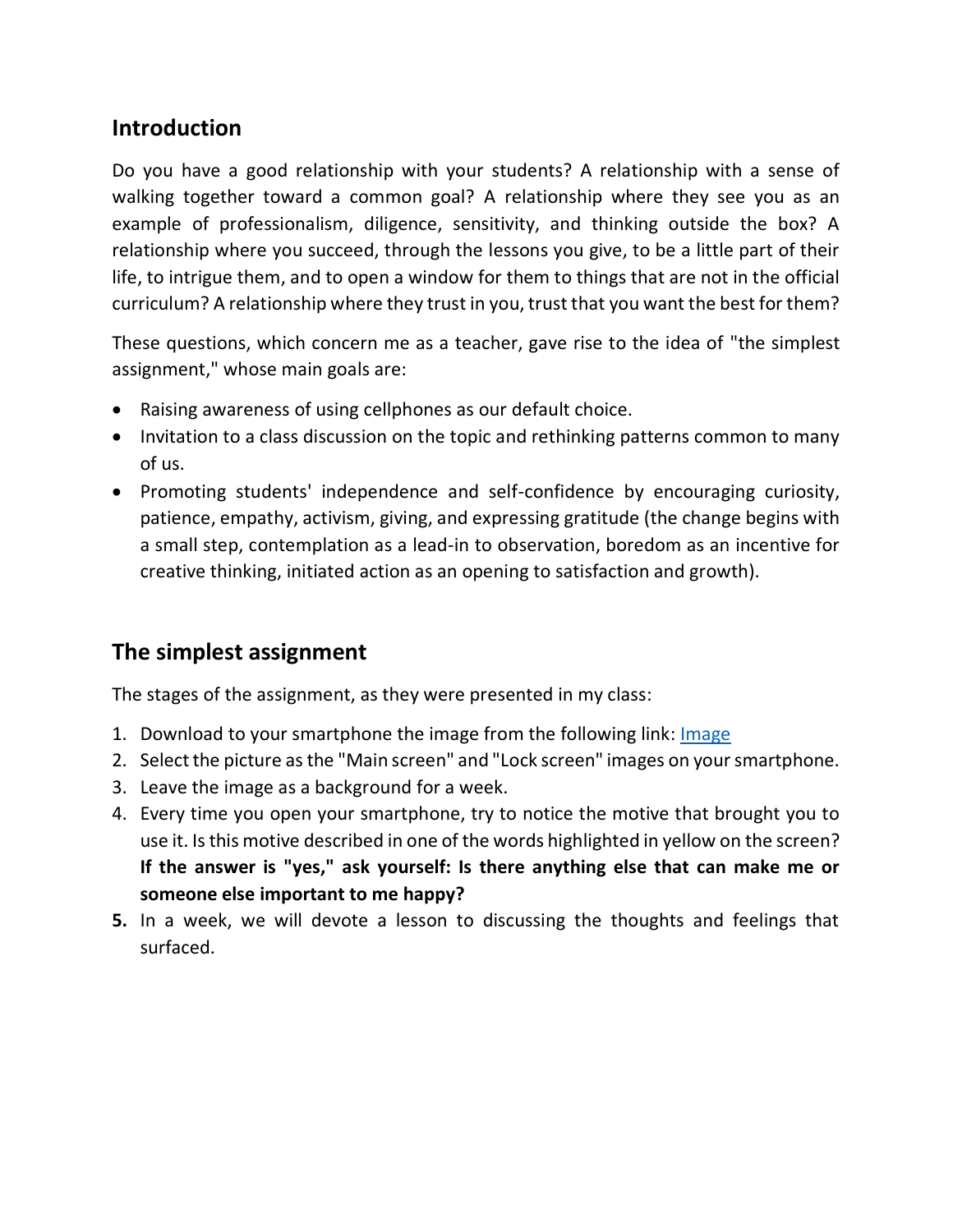## Introduction

Do you have a good relationship with your students? A relationship with a sense of walking together toward a common goal? A relationship where they see you as an example of professionalism, diligence, sensitivity, and thinking outside the box? A relationship where you succeed, through the lessons you give, to be a little part of their life, to intrigue them, and to open a window for them to things that are not in the official curriculum? A relationship where they trust in you, trust that you want the best for them?

These questions, which concern me as a teacher, gave rise to the idea of "the simplest assignment," whose main goals are:

- Raising awareness of using cellphones as our default choice.
- Invitation to a class discussion on the topic and rethinking patterns common to many of us.
- Promoting students' independence and self-confidence by encouraging curiosity, patience, empathy, activism, giving, and expressing gratitude (the change begins with a small step, contemplation as a lead-in to observation, boredom as an incentive for creative thinking, initiated action as an opening to satisfaction and growth).

## The simplest assignment

The stages of the assignment, as they were presented in my class:

1. Download to your smartphone the image from the following link: Image
2. Select the picture as the "Main screen" and "Lock screen" images on your smartphone.
3. Leave the image as a background for a week.
4. Every time you open your smartphone, try to notice the motive that brought you to use it. Is this motive described in one of the words highlighted in yellow on the screen? **If the answer is "yes," ask yourself: Is there anything else that can make me or someone else important to me happy?**
5. In a week, we will devote a lesson to discussing the thoughts and feelings that surfaced.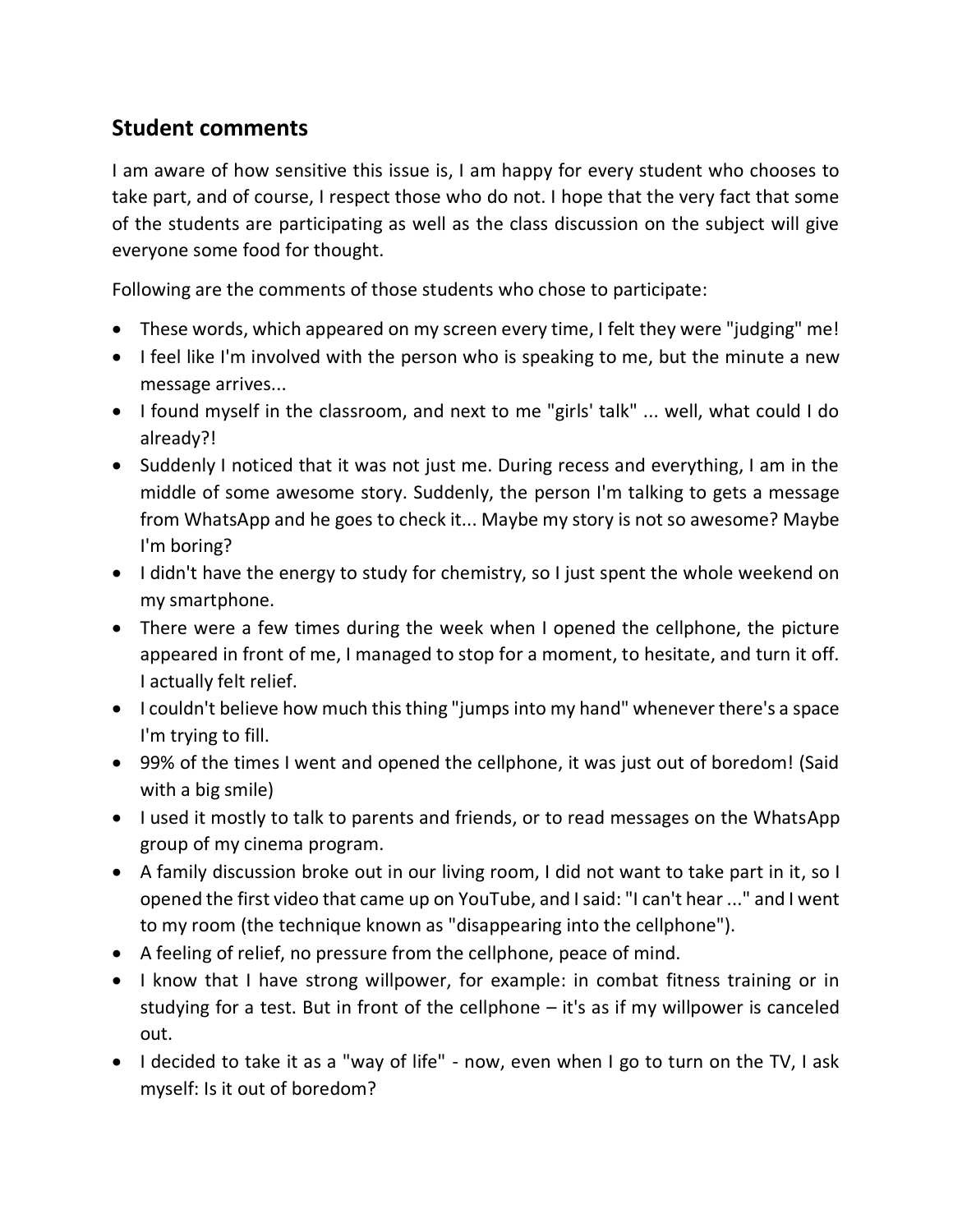## Student comments

I am aware of how sensitive this issue is, I am happy for every student who chooses to take part, and of course, I respect those who do not. I hope that the very fact that some of the students are participating as well as the class discussion on the subject will give everyone some food for thought.

Following are the comments of those students who chose to participate:

- These words, which appeared on my screen every time, I felt they were "judging" me!
- I feel like I'm involved with the person who is speaking to me, but the minute a new message arrives...
- I found myself in the classroom, and next to me "girls' talk" ... well, what could I do already?!
- Suddenly I noticed that it was not just me. During recess and everything, I am in the middle of some awesome story. Suddenly, the person I'm talking to gets a message from WhatsApp and he goes to check it... Maybe my story is not so awesome? Maybe I'm boring?
- I didn't have the energy to study for chemistry, so I just spent the whole weekend on my smartphone.
- There were a few times during the week when I opened the cellphone, the picture appeared in front of me, I managed to stop for a moment, to hesitate, and turn it off. I actually felt relief.
- I couldn't believe how much this thing "jumps into my hand" whenever there's a space I'm trying to fill.
- 99% of the times I went and opened the cellphone, it was just out of boredom! (Said with a big smile)
- I used it mostly to talk to parents and friends, or to read messages on the WhatsApp group of my cinema program.
- A family discussion broke out in our living room, I did not want to take part in it, so I opened the first video that came up on YouTube, and I said: "I can't hear ..." and I went to my room (the technique known as "disappearing into the cellphone").
- A feeling of relief, no pressure from the cellphone, peace of mind.
- I know that I have strong willpower, for example: in combat fitness training or in studying for a test. But in front of the cellphone – it's as if my willpower is canceled out.
- I decided to take it as a "way of life" - now, even when I go to turn on the TV, I ask myself: Is it out of boredom?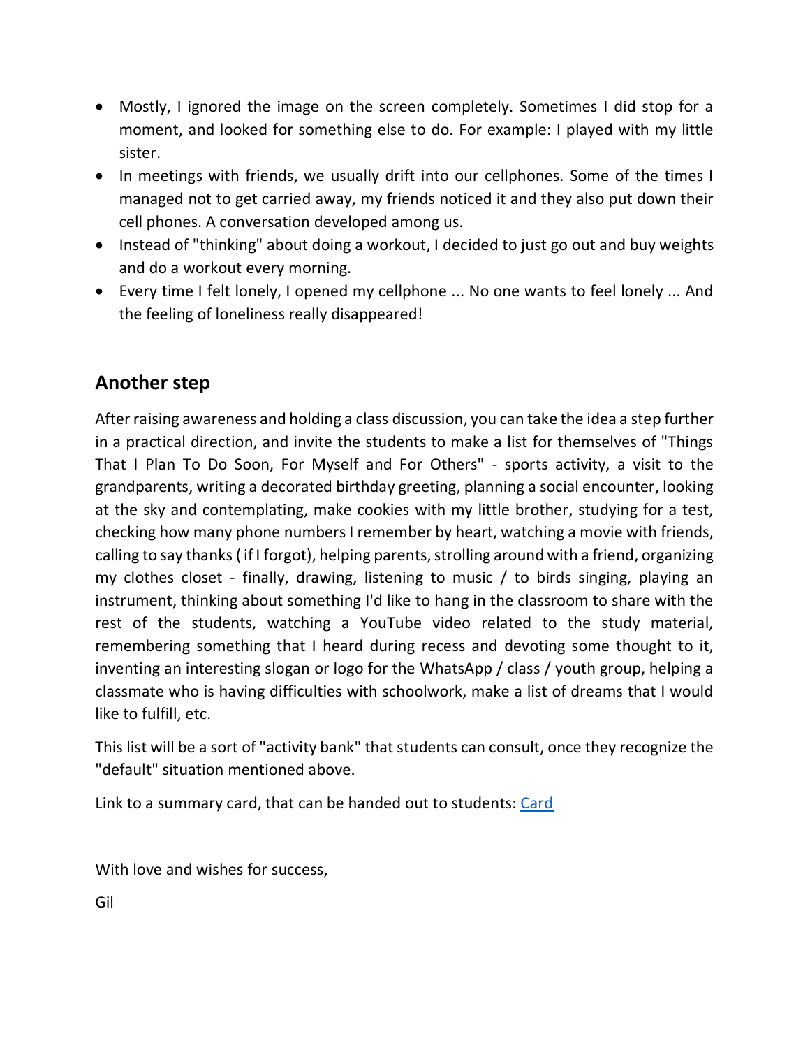- Mostly, I ignored the image on the screen completely. Sometimes I did stop for a moment, and looked for something else to do. For example: I played with my little sister.
- In meetings with friends, we usually drift into our cellphones. Some of the times I managed not to get carried away, my friends noticed it and they also put down their cell phones. A conversation developed among us.
- Instead of "thinking" about doing a workout, I decided to just go out and buy weights and do a workout every morning.
- Every time I felt lonely, I opened my cellphone ... No one wants to feel lonely ... And the feeling of loneliness really disappeared!

## Another step

After raising awareness and holding a class discussion, you can take the idea a step further in a practical direction, and invite the students to make a list for themselves of "Things That I Plan To Do Soon, For Myself and For Others" - sports activity, a visit to the grandparents, writing a decorated birthday greeting, planning a social encounter, looking at the sky and contemplating, make cookies with my little brother, studying for a test, checking how many phone numbers I remember by heart, watching a movie with friends, calling to say thanks ( if I forgot), helping parents, strolling around with a friend, organizing my clothes closet - finally, drawing, listening to music / to birds singing, playing an instrument, thinking about something I'd like to hang in the classroom to share with the rest of the students, watching a YouTube video related to the study material, remembering something that I heard during recess and devoting some thought to it, inventing an interesting slogan or logo for the WhatsApp / class / youth group, helping a classmate who is having difficulties with schoolwork, make a list of dreams that I would like to fulfill, etc.

This list will be a sort of "activity bank" that students can consult, once they recognize the "default" situation mentioned above.

Link to a summary card, that can be handed out to students: Card

With love and wishes for success,

Gil